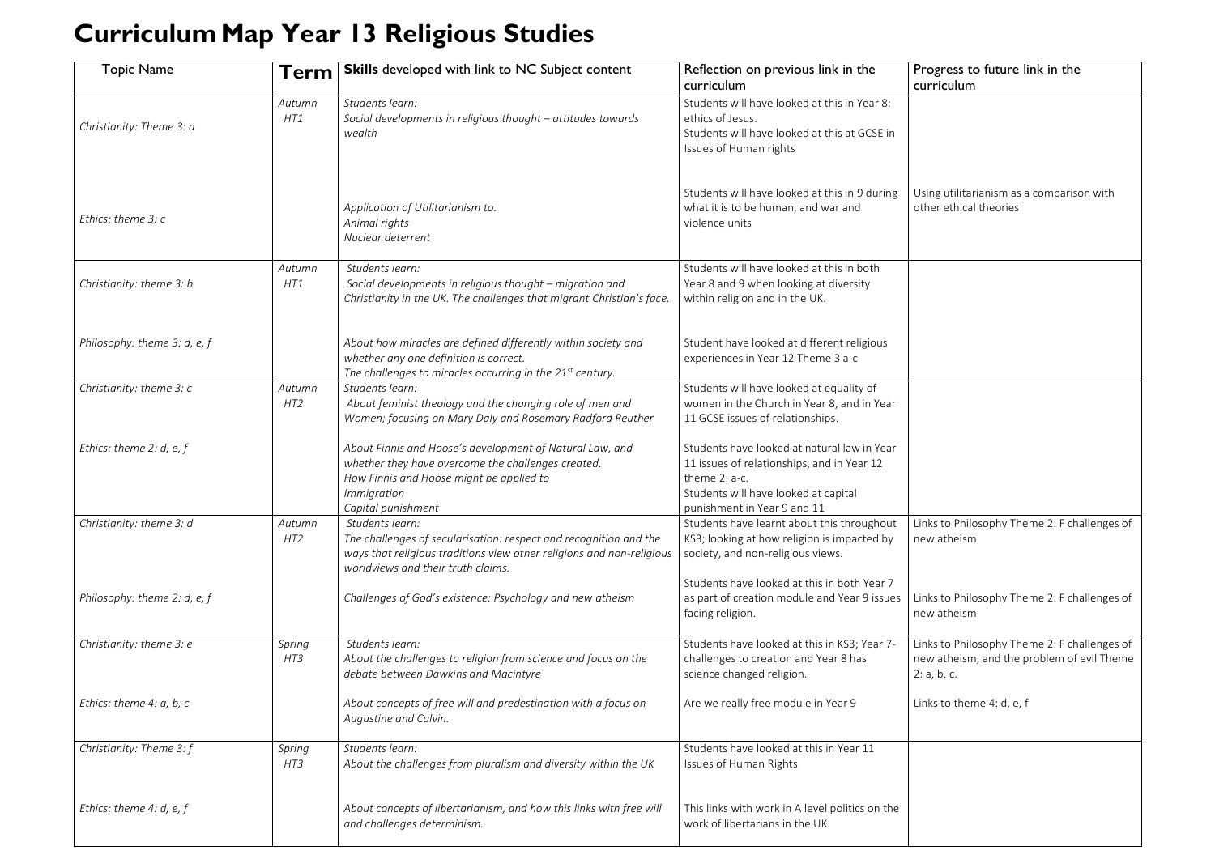# Curriculum Map Year 13 Religious Studies

| Topic Name | Term | **Skills** developed with link to NC Subject content | Reflection on previous link in the curriculum | Progress to future link in the curriculum |
|---|---|---|---|---|
| *Christianity: Theme 3: a*<br><br>*Ethics: theme 3: c* | *Autumn HT1* | *Students learn:*<br>*Social developments in religious thought – attitudes towards wealth*<br><br>*Application of Utilitarianism to.*<br>*Animal rights*<br>*Nuclear deterrent* | Students will have looked at this in Year 8: ethics of Jesus.<br>Students will have looked at this at GCSE in Issues of Human rights<br><br>Students will have looked at this in 9 during what it is to be human, and war and violence units | Using utilitarianism as a comparison with other ethical theories |
| *Christianity: theme 3: b*<br><br>*Philosophy: theme 3: d, e, f* | *Autumn HT1* | *Students learn:*<br>*Social developments in religious thought – migration and Christianity in the UK. The challenges that migrant Christian's face.*<br><br>*About how miracles are defined differently within society and whether any one definition is correct.*<br>*The challenges to miracles occurring in the 21st century.* | Students will have looked at this in both Year 8 and 9 when looking at diversity within religion and in the UK.<br><br>Student have looked at different religious experiences in Year 12 Theme 3 a-c | |
| *Christianity: theme 3: c*<br><br>*Ethics: theme 2: d, e, f* | *Autumn HT2* | *Students learn:*<br>*About feminist theology and the changing role of men and Women; focusing on Mary Daly and Rosemary Radford Reuther*<br><br>*About Finnis and Hoose's development of Natural Law, and whether they have overcome the challenges created.*<br>*How Finnis and Hoose might be applied to*<br>*Immigration*<br>*Capital punishment* | Students will have looked at equality of women in the Church in Year 8, and in Year 11 GCSE issues of relationships.<br><br>Students have looked at natural law in Year 11 issues of relationships, and in Year 12 theme 2: a-c.<br>Students will have looked at capital punishment in Year 9 and 11 | |
| *Christianity: theme 3: d*<br><br>*Philosophy: theme 2: d, e, f* | *Autumn HT2* | *Students learn:*<br>*The challenges of secularisation: respect and recognition and the ways that religious traditions view other religions and non-religious worldviews and their truth claims.*<br><br>*Challenges of God's existence: Psychology and new atheism* | Students have learnt about this throughout KS3; looking at how religion is impacted by society, and non-religious views.<br><br>Students have looked at this in both Year 7 as part of creation module and Year 9 issues facing religion. | Links to Philosophy Theme 2: F challenges of new atheism<br><br>Links to Philosophy Theme 2: F challenges of new atheism |
| *Christianity: theme 3: e*<br><br>*Ethics: theme 4: a, b, c* | *Spring HT3* | *Students learn:*<br>*About the challenges to religion from science and focus on the debate between Dawkins and Macintyre*<br><br>*About concepts of free will and predestination with a focus on Augustine and Calvin.* | Students have looked at this in KS3; Year 7- challenges to creation and Year 8 has science changed religion.<br><br>Are we really free module in Year 9 | Links to Philosophy Theme 2: F challenges of new atheism, and the problem of evil Theme 2: a, b, c.<br><br>Links to theme 4: d, e, f |
| *Christianity: Theme 3: f*<br><br>*Ethics: theme 4: d, e, f* | *Spring HT3* | *Students learn:*<br>*About the challenges from pluralism and diversity within the UK*<br><br>*About concepts of libertarianism, and how this links with free will and challenges determinism.* | Students have looked at this in Year 11 Issues of Human Rights<br><br>This links with work in A level politics on the work of libertarians in the UK. | |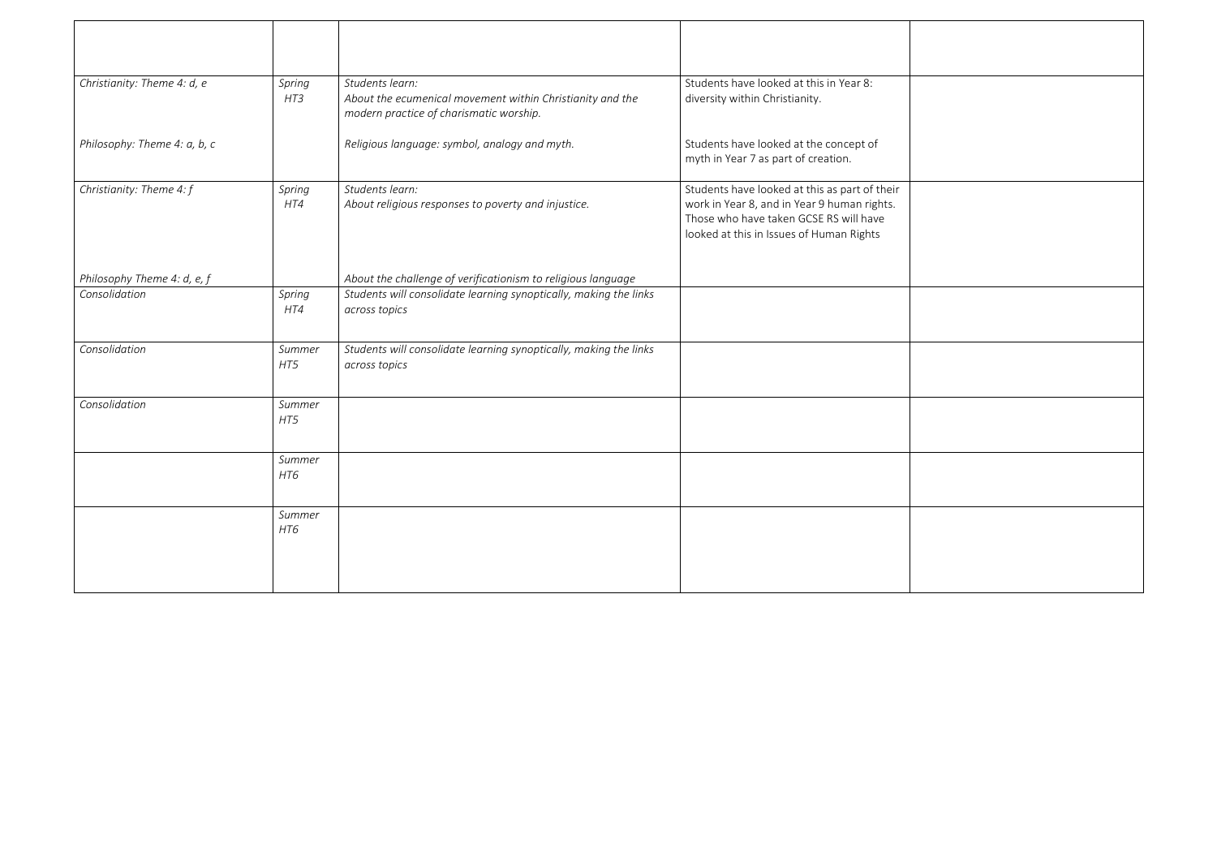| | | | | |
|---|---|---|---|---|
| | | | | |
| *Christianity: Theme 4: d, e*<br><br>*Philosophy: Theme 4: a, b, c* | *Spring HT3* | *Students learn:*<br>*About the ecumenical movement within Christianity and the modern practice of charismatic worship.*<br><br>*Religious language: symbol, analogy and myth.* | Students have looked at this in Year 8: diversity within Christianity.<br><br>Students have looked at the concept of myth in Year 7 as part of creation. | |
| *Christianity: Theme 4: f*<br><br>*Philosophy Theme 4: d, e, f* | *Spring HT4* | *Students learn:*<br>*About religious responses to poverty and injustice.*<br><br>*About the challenge of verificationism to religious language* | Students have looked at this as part of their work in Year 8, and in Year 9 human rights. Those who have taken GCSE RS will have looked at this in Issues of Human Rights | |
| *Consolidation* | *Spring HT4* | *Students will consolidate learning synoptically, making the links across topics* | | |
| *Consolidation* | *Summer HT5* | *Students will consolidate learning synoptically, making the links across topics* | | |
| *Consolidation* | *Summer HT5* | | | |
| | *Summer HT6* | | | |
| | *Summer HT6* | | | |